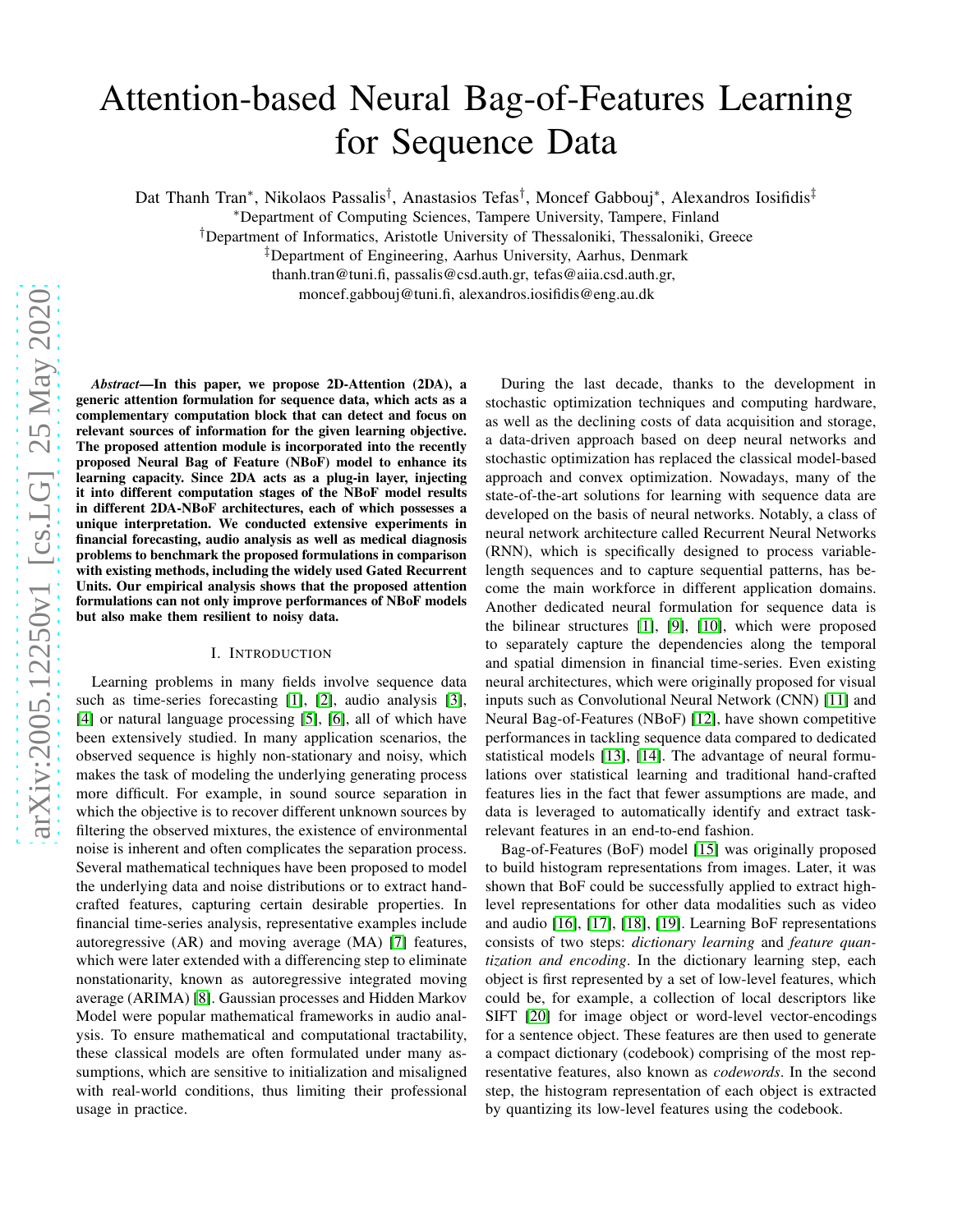# Attention-based Neural Bag-of-Features Learning for Sequence Data

Dat Thanh Tran[*], Nikolaos Passalis[†], Anastasios Tefas[†], Moncef Gabbouj[*], Alexandros Iosifidis[‡]

[*]Department of Computing Sciences, Tampere University, Tampere, Finland

[†]Department of Informatics, Aristotle University of Thessaloniki, Thessaloniki, Greece

[‡]Department of Engineering, Aarhus University, Aarhus, Denmark

thanh.tran@tuni.fi, passalis@csd.auth.gr, tefas@aiia.csd.auth.gr,
moncef.gabbouj@tuni.fi, alexandros.iosifidis@eng.au.dk

***Abstract*—In this paper, we propose 2D-Attention (2DA), a generic attention formulation for sequence data, which acts as a complementary computation block that can detect and focus on relevant sources of information for the given learning objective. The proposed attention module is incorporated into the recently proposed Neural Bag of Feature (NBoF) model to enhance its learning capacity. Since 2DA acts as a plug-in layer, injecting it into different computation stages of the NBoF model results in different 2DA-NBoF architectures, each of which possesses a unique interpretation. We conducted extensive experiments in financial forecasting, audio analysis as well as medical diagnosis problems to benchmark the proposed formulations in comparison with existing methods, including the widely used Gated Recurrent Units. Our empirical analysis shows that the proposed attention formulations can not only improve performances of NBoF models but also make them resilient to noisy data.**

## I. Introduction

Learning problems in many fields involve sequence data such as time-series forecasting [1], [2], audio analysis [3], [4] or natural language processing [5], [6], all of which have been extensively studied. In many application scenarios, the observed sequence is highly non-stationary and noisy, which makes the task of modeling the underlying generating process more difficult. For example, in sound source separation in which the objective is to recover different unknown sources by filtering the observed mixtures, the existence of environmental noise is inherent and often complicates the separation process. Several mathematical techniques have been proposed to model the underlying data and noise distributions or to extract hand-crafted features, capturing certain desirable properties. In financial time-series analysis, representative examples include autoregressive (AR) and moving average (MA) [7] features, which were later extended with a differencing step to eliminate nonstationarity, known as autoregressive integrated moving average (ARIMA) [8]. Gaussian processes and Hidden Markov Model were popular mathematical frameworks in audio analysis. To ensure mathematical and computational tractability, these classical models are often formulated under many assumptions, which are sensitive to initialization and misaligned with real-world conditions, thus limiting their professional usage in practice.

During the last decade, thanks to the development in stochastic optimization techniques and computing hardware, as well as the declining costs of data acquisition and storage, a data-driven approach based on deep neural networks and stochastic optimization has replaced the classical model-based approach and convex optimization. Nowadays, many of the state-of-the-art solutions for learning with sequence data are developed on the basis of neural networks. Notably, a class of neural network architecture called Recurrent Neural Networks (RNN), which is specifically designed to process variable-length sequences and to capture sequential patterns, has become the main workforce in different application domains. Another dedicated neural formulation for sequence data is the bilinear structures [1], [9], [10], which were proposed to separately capture the dependencies along the temporal and spatial dimension in financial time-series. Even existing neural architectures, which were originally proposed for visual inputs such as Convolutional Neural Network (CNN) [11] and Neural Bag-of-Features (NBoF) [12], have shown competitive performances in tackling sequence data compared to dedicated statistical models [13], [14]. The advantage of neural formulations over statistical learning and traditional hand-crafted features lies in the fact that fewer assumptions are made, and data is leveraged to automatically identify and extract task-relevant features in an end-to-end fashion.

Bag-of-Features (BoF) model [15] was originally proposed to build histogram representations from images. Later, it was shown that BoF could be successfully applied to extract high-level representations for other data modalities such as video and audio [16], [17], [18], [19]. Learning BoF representations consists of two steps: *dictionary learning* and *feature quantization and encoding*. In the dictionary learning step, each object is first represented by a set of low-level features, which could be, for example, a collection of local descriptors like SIFT [20] for image object or word-level vector-encodings for a sentence object. These features are then used to generate a compact dictionary (codebook) comprising of the most representative features, also known as *codewords*. In the second step, the histogram representation of each object is extracted by quantizing its low-level features using the codebook.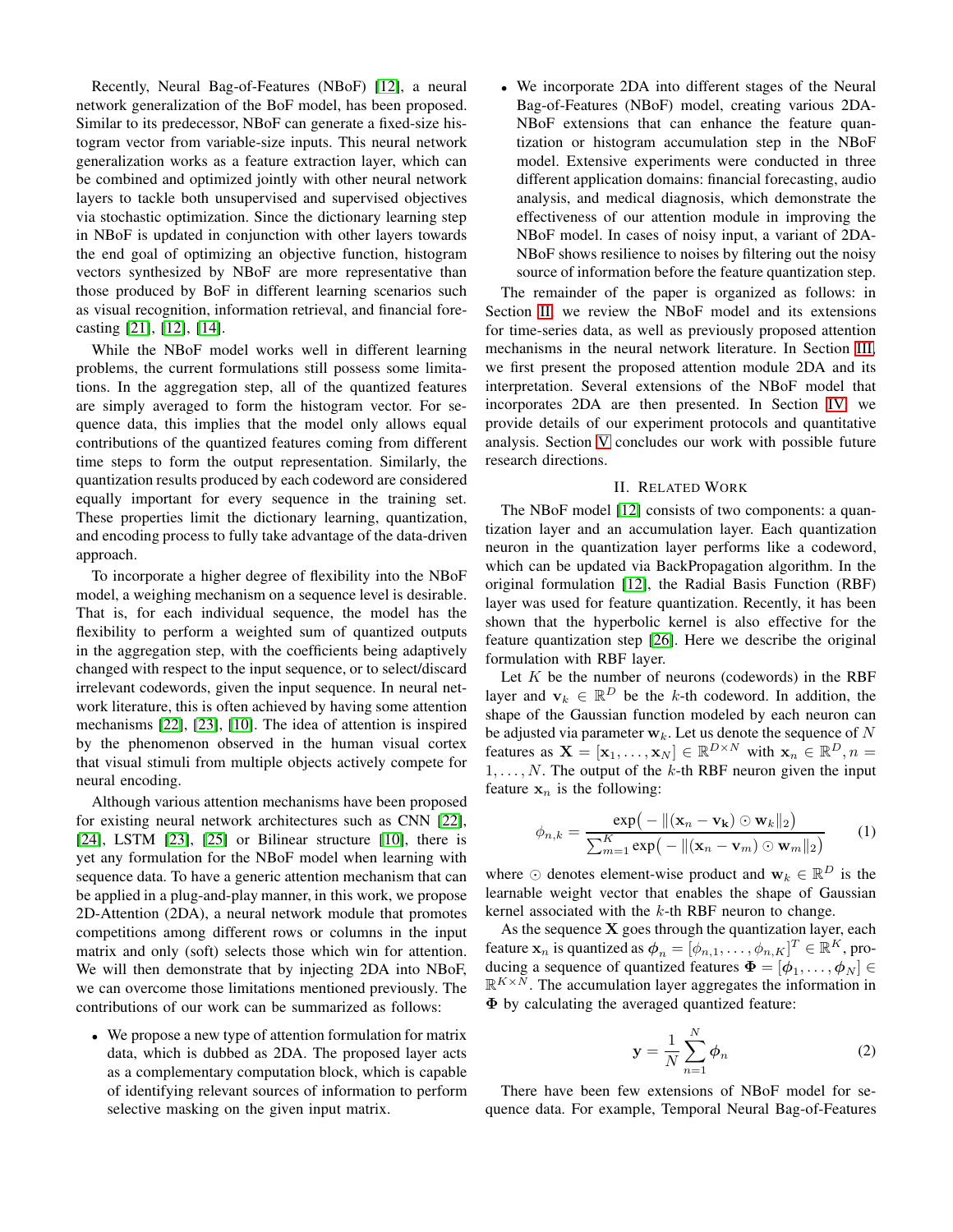Recently, Neural Bag-of-Features (NBoF) [12], a neural network generalization of the BoF model, has been proposed. Similar to its predecessor, NBoF can generate a fixed-size histogram vector from variable-size inputs. This neural network generalization works as a feature extraction layer, which can be combined and optimized jointly with other neural network layers to tackle both unsupervised and supervised objectives via stochastic optimization. Since the dictionary learning step in NBoF is updated in conjunction with other layers towards the end goal of optimizing an objective function, histogram vectors synthesized by NBoF are more representative than those produced by BoF in different learning scenarios such as visual recognition, information retrieval, and financial forecasting [21], [12], [14].

While the NBoF model works well in different learning problems, the current formulations still possess some limitations. In the aggregation step, all of the quantized features are simply averaged to form the histogram vector. For sequence data, this implies that the model only allows equal contributions of the quantized features coming from different time steps to form the output representation. Similarly, the quantization results produced by each codeword are considered equally important for every sequence in the training set. These properties limit the dictionary learning, quantization, and encoding process to fully take advantage of the data-driven approach.

To incorporate a higher degree of flexibility into the NBoF model, a weighing mechanism on a sequence level is desirable. That is, for each individual sequence, the model has the flexibility to perform a weighted sum of quantized outputs in the aggregation step, with the coefficients being adaptively changed with respect to the input sequence, or to select/discard irrelevant codewords, given the input sequence. In neural network literature, this is often achieved by having some attention mechanisms [22], [23], [10]. The idea of attention is inspired by the phenomenon observed in the human visual cortex that visual stimuli from multiple objects actively compete for neural encoding.

Although various attention mechanisms have been proposed for existing neural network architectures such as CNN [22], [24], LSTM [23], [25] or Bilinear structure [10], there is yet any formulation for the NBoF model when learning with sequence data. To have a generic attention mechanism that can be applied in a plug-and-play manner, in this work, we propose 2D-Attention (2DA), a neural network module that promotes competitions among different rows or columns in the input matrix and only (soft) selects those which win for attention. We will then demonstrate that by injecting 2DA into NBoF, we can overcome those limitations mentioned previously. The contributions of our work can be summarized as follows:

- We propose a new type of attention formulation for matrix data, which is dubbed as 2DA. The proposed layer acts as a complementary computation block, which is capable of identifying relevant sources of information to perform selective masking on the given input matrix.
- We incorporate 2DA into different stages of the Neural Bag-of-Features (NBoF) model, creating various 2DA-NBoF extensions that can enhance the feature quantization or histogram accumulation step in the NBoF model. Extensive experiments were conducted in three different application domains: financial forecasting, audio analysis, and medical diagnosis, which demonstrate the effectiveness of our attention module in improving the NBoF model. In cases of noisy input, a variant of 2DA-NBoF shows resilience to noises by filtering out the noisy source of information before the feature quantization step.

The remainder of the paper is organized as follows: in Section II, we review the NBoF model and its extensions for time-series data, as well as previously proposed attention mechanisms in the neural network literature. In Section III, we first present the proposed attention module 2DA and its interpretation. Several extensions of the NBoF model that incorporates 2DA are then presented. In Section IV, we provide details of our experiment protocols and quantitative analysis. Section V concludes our work with possible future research directions.

## II. Related Work

The NBoF model [12] consists of two components: a quantization layer and an accumulation layer. Each quantization neuron in the quantization layer performs like a codeword, which can be updated via BackPropagation algorithm. In the original formulation [12], the Radial Basis Function (RBF) layer was used for feature quantization. Recently, it has been shown that the hyperbolic kernel is also effective for the feature quantization step [26]. Here we describe the original formulation with RBF layer.

Let $K$ be the number of neurons (codewords) in the RBF layer and $\mathbf{v}_k \in \mathbb{R}^D$ be the $k$-th codeword. In addition, the shape of the Gaussian function modeled by each neuron can be adjusted via parameter $\mathbf{w}_k$. Let us denote the sequence of $N$ features as $\mathbf{X} = [\mathbf{x}_1, \dots, \mathbf{x}_N] \in \mathbb{R}^{D \times N}$ with $\mathbf{x}_n \in \mathbb{R}^D, n = 1, \dots, N$. The output of the $k$-th RBF neuron given the input feature $\mathbf{x}_n$ is the following:

$$\phi_{n,k} = \frac{\exp\big(-\|(\mathbf{x}_n - \mathbf{v_k}) \odot \mathbf{w}_k\|_2\big)}{\sum_{m=1}^{K} \exp\big(-\|(\mathbf{x}_n - \mathbf{v}_m) \odot \mathbf{w}_m\|_2\big)} \tag{1}$$

where $\odot$ denotes element-wise product and $\mathbf{w}_k \in \mathbb{R}^D$ is the learnable weight vector that enables the shape of Gaussian kernel associated with the $k$-th RBF neuron to change.

As the sequence $\mathbf{X}$ goes through the quantization layer, each feature $\mathbf{x}_n$ is quantized as $\boldsymbol{\phi}_n = [\phi_{n,1}, \dots, \phi_{n,K}]^T \in \mathbb{R}^K$, producing a sequence of quantized features $\boldsymbol{\Phi} = [\boldsymbol{\phi}_1, \dots, \boldsymbol{\phi}_N] \in \mathbb{R}^{K \times N}$. The accumulation layer aggregates the information in $\boldsymbol{\Phi}$ by calculating the averaged quantized feature:

$$\mathbf{y} = \frac{1}{N} \sum_{n=1}^{N} \boldsymbol{\phi}_n \tag{2}$$

There have been few extensions of NBoF model for sequence data. For example, Temporal Neural Bag-of-Features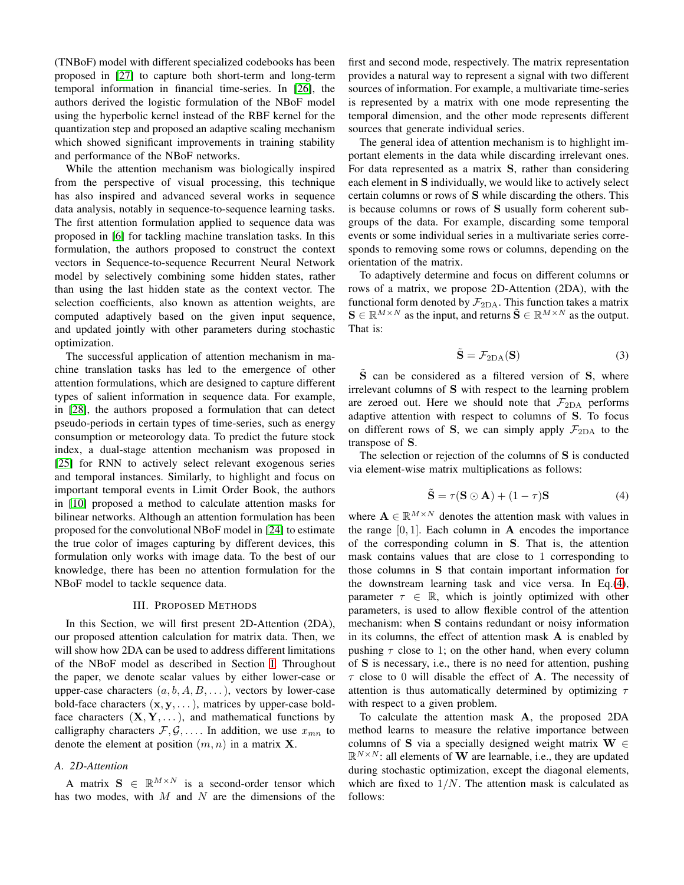(TNBoF) model with different specialized codebooks has been proposed in [27] to capture both short-term and long-term temporal information in financial time-series. In [26], the authors derived the logistic formulation of the NBoF model using the hyperbolic kernel instead of the RBF kernel for the quantization step and proposed an adaptive scaling mechanism which showed significant improvements in training stability and performance of the NBoF networks.

While the attention mechanism was biologically inspired from the perspective of visual processing, this technique has also inspired and advanced several works in sequence data analysis, notably in sequence-to-sequence learning tasks. The first attention formulation applied to sequence data was proposed in [6] for tackling machine translation tasks. In this formulation, the authors proposed to construct the context vectors in Sequence-to-sequence Recurrent Neural Network model by selectively combining some hidden states, rather than using the last hidden state as the context vector. The selection coefficients, also known as attention weights, are computed adaptively based on the given input sequence, and updated jointly with other parameters during stochastic optimization.

The successful application of attention mechanism in machine translation tasks has led to the emergence of other attention formulations, which are designed to capture different types of salient information in sequence data. For example, in [28], the authors proposed a formulation that can detect pseudo-periods in certain types of time-series, such as energy consumption or meteorology data. To predict the future stock index, a dual-stage attention mechanism was proposed in [25] for RNN to actively select relevant exogenous series and temporal instances. Similarly, to highlight and focus on important temporal events in Limit Order Book, the authors in [10] proposed a method to calculate attention masks for bilinear networks. Although an attention formulation has been proposed for the convolutional NBoF model in [24] to estimate the true color of images capturing by different devices, this formulation only works with image data. To the best of our knowledge, there has been no attention formulation for the NBoF model to tackle sequence data.

## III. Proposed Methods

In this Section, we will first present 2D-Attention (2DA), our proposed attention calculation for matrix data. Then, we will show how 2DA can be used to address different limitations of the NBoF model as described in Section I. Throughout the paper, we denote scalar values by either lower-case or upper-case characters $(a, b, A, B, \dots)$, vectors by lower-case bold-face characters $(\mathbf{x}, \mathbf{y}, \dots)$, matrices by upper-case bold-face characters $(\mathbf{X}, \mathbf{Y}, \dots)$, and mathematical functions by calligraphy characters $\mathcal{F}, \mathcal{G}, \dots$. In addition, we use $x_{mn}$ to denote the element at position $(m, n)$ in a matrix $\mathbf{X}$.

### A. 2D-Attention

A matrix $\mathbf{S} \in \mathbb{R}^{M \times N}$ is a second-order tensor which has two modes, with $M$ and $N$ are the dimensions of the first and second mode, respectively. The matrix representation provides a natural way to represent a signal with two different sources of information. For example, a multivariate time-series is represented by a matrix with one mode representing the temporal dimension, and the other mode represents different sources that generate individual series.

The general idea of attention mechanism is to highlight important elements in the data while discarding irrelevant ones. For data represented as a matrix $\mathbf{S}$, rather than considering each element in $\mathbf{S}$ individually, we would like to actively select certain columns or rows of $\mathbf{S}$ while discarding the others. This is because columns or rows of $\mathbf{S}$ usually form coherent subgroups of the data. For example, discarding some temporal events or some individual series in a multivariate series corresponds to removing some rows or columns, depending on the orientation of the matrix.

To adaptively determine and focus on different columns or rows of a matrix, we propose 2D-Attention (2DA), with the functional form denoted by $\mathcal{F}_{\text{2DA}}$. This function takes a matrix $\mathbf{S} \in \mathbb{R}^{M \times N}$ as the input, and returns $\tilde{\mathbf{S}} \in \mathbb{R}^{M \times N}$ as the output. That is:

$$\tilde{\mathbf{S}} = \mathcal{F}_{\text{2DA}}(\mathbf{S}) \tag{3}$$

$\tilde{\mathbf{S}}$ can be considered as a filtered version of $\mathbf{S}$, where irrelevant columns of $\mathbf{S}$ with respect to the learning problem are zeroed out. Here we should note that $\mathcal{F}_{\text{2DA}}$ performs adaptive attention with respect to columns of $\mathbf{S}$. To focus on different rows of $\mathbf{S}$, we can simply apply $\mathcal{F}_{\text{2DA}}$ to the transpose of $\mathbf{S}$.

The selection or rejection of the columns of $\mathbf{S}$ is conducted via element-wise matrix multiplications as follows:

$$\tilde{\mathbf{S}} = \tau(\mathbf{S} \odot \mathbf{A}) + (1 - \tau)\mathbf{S} \tag{4}$$

where $\mathbf{A} \in \mathbb{R}^{M \times N}$ denotes the attention mask with values in the range $[0, 1]$. Each column in $\mathbf{A}$ encodes the importance of the corresponding column in $\mathbf{S}$. That is, the attention mask contains values that are close to 1 corresponding to those columns in $\mathbf{S}$ that contain important information for the downstream learning task and vice versa. In Eq.(4), parameter $\tau \in \mathbb{R}$, which is jointly optimized with other parameters, is used to allow flexible control of the attention mechanism: when $\mathbf{S}$ contains redundant or noisy information in its columns, the effect of attention mask $\mathbf{A}$ is enabled by pushing $\tau$ close to 1; on the other hand, when every column of $\mathbf{S}$ is necessary, i.e., there is no need for attention, pushing $\tau$ close to 0 will disable the effect of $\mathbf{A}$. The necessity of attention is thus automatically determined by optimizing $\tau$ with respect to a given problem.

To calculate the attention mask $\mathbf{A}$, the proposed 2DA method learns to measure the relative importance between columns of $\mathbf{S}$ via a specially designed weight matrix $\mathbf{W} \in \mathbb{R}^{N \times N}$: all elements of $\mathbf{W}$ are learnable, i.e., they are updated during stochastic optimization, except the diagonal elements, which are fixed to $1/N$. The attention mask is calculated as follows: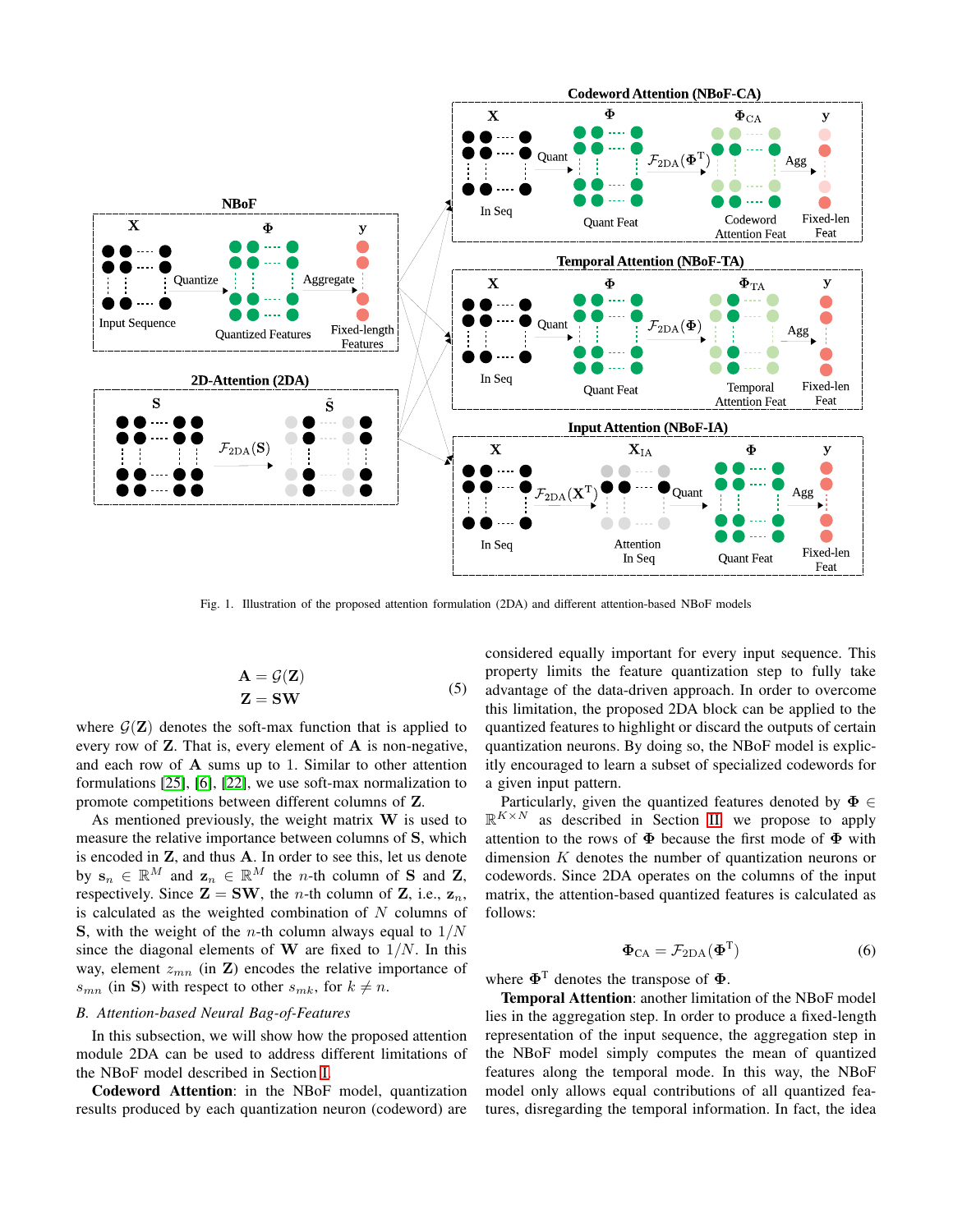Fig. 1. Illustration of the proposed attention formulation (2DA) and different attention-based NBoF models

$$\mathbf{A} = \mathcal{G}(\mathbf{Z})$$
$$\mathbf{Z} = \mathbf{S}\mathbf{W} \tag{5}$$

where $\mathcal{G}(\mathbf{Z})$ denotes the soft-max function that is applied to every row of $\mathbf{Z}$. That is, every element of $\mathbf{A}$ is non-negative, and each row of $\mathbf{A}$ sums up to 1. Similar to other attention formulations [25], [6], [22], we use soft-max normalization to promote competitions between different columns of $\mathbf{Z}$.

As mentioned previously, the weight matrix $\mathbf{W}$ is used to measure the relative importance between columns of $\mathbf{S}$, which is encoded in $\mathbf{Z}$, and thus $\mathbf{A}$. In order to see this, let us denote by $\mathbf{s}_n \in \mathbb{R}^M$ and $\mathbf{z}_n \in \mathbb{R}^M$ the $n$-th column of $\mathbf{S}$ and $\mathbf{Z}$, respectively. Since $\mathbf{Z} = \mathbf{S}\mathbf{W}$, the $n$-th column of $\mathbf{Z}$, i.e., $\mathbf{z}_n$, is calculated as the weighted combination of $N$ columns of $\mathbf{S}$, with the weight of the $n$-th column always equal to $1/N$ since the diagonal elements of $\mathbf{W}$ are fixed to $1/N$. In this way, element $z_{mn}$ (in $\mathbf{Z}$) encodes the relative importance of $s_{mn}$ (in $\mathbf{S}$) with respect to other $s_{mk}$, for $k \neq n$.

### B. Attention-based Neural Bag-of-Features

In this subsection, we will show how the proposed attention module 2DA can be used to address different limitations of the NBoF model described in Section I.

**Codeword Attention**: in the NBoF model, quantization results produced by each quantization neuron (codeword) are considered equally important for every input sequence. This property limits the feature quantization step to fully take advantage of the data-driven approach. In order to overcome this limitation, the proposed 2DA block can be applied to the quantized features to highlight or discard the outputs of certain quantization neurons. By doing so, the NBoF model is explicitly encouraged to learn a subset of specialized codewords for a given input pattern.

Particularly, given the quantized features denoted by $\mathbf{\Phi} \in \mathbb{R}^{K \times N}$ as described in Section III, we propose to apply attention to the rows of $\mathbf{\Phi}$ because the first mode of $\mathbf{\Phi}$ with dimension $K$ denotes the number of quantization neurons or codewords. Since 2DA operates on the columns of the input matrix, the attention-based quantized features is calculated as follows:

$$\mathbf{\Phi}_{\text{CA}} = \mathcal{F}_{\text{2DA}}(\mathbf{\Phi}^{\text{T}}) \tag{6}$$

where $\mathbf{\Phi}^{\text{T}}$ denotes the transpose of $\mathbf{\Phi}$.

**Temporal Attention**: another limitation of the NBoF model lies in the aggregation step. In order to produce a fixed-length representation of the input sequence, the aggregation step in the NBoF model simply computes the mean of quantized features along the temporal mode. In this way, the NBoF model only allows equal contributions of all quantized features, disregarding the temporal information. In fact, the idea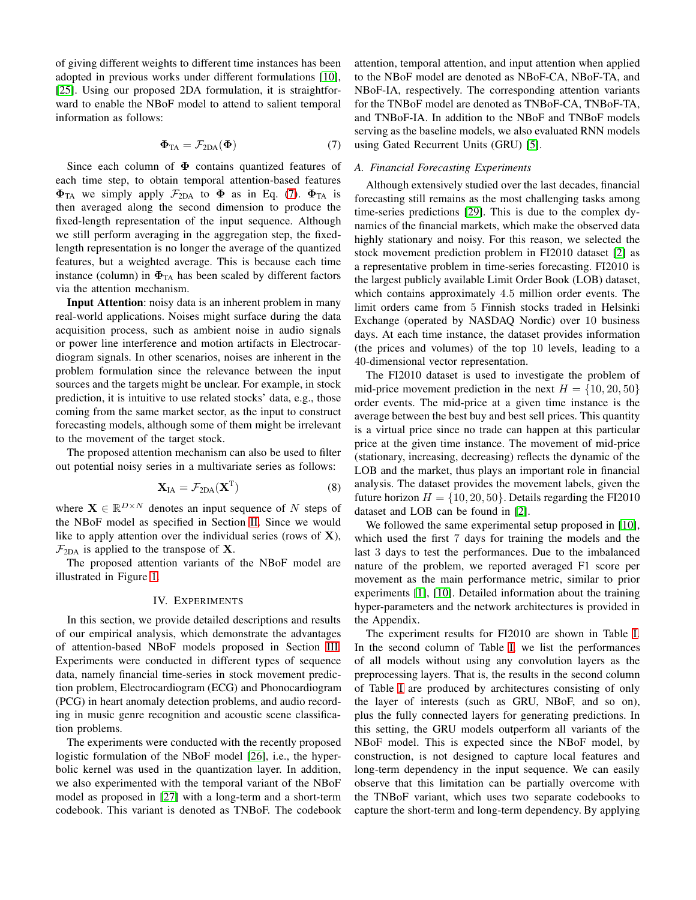of giving different weights to different time instances has been adopted in previous works under different formulations [10], [25]. Using our proposed 2DA formulation, it is straightforward to enable the NBoF model to attend to salient temporal information as follows:

$$\mathbf{\Phi}_{\text{TA}} = \mathcal{F}_{\text{2DA}}(\mathbf{\Phi}) \tag{7}$$

Since each column of $\mathbf{\Phi}$ contains quantized features of each time step, to obtain temporal attention-based features $\mathbf{\Phi}_{\text{TA}}$ we simply apply $\mathcal{F}_{\text{2DA}}$ to $\mathbf{\Phi}$ as in Eq. (7). $\mathbf{\Phi}_{\text{TA}}$ is then averaged along the second dimension to produce the fixed-length representation of the input sequence. Although we still perform averaging in the aggregation step, the fixed-length representation is no longer the average of the quantized features, but a weighted average. This is because each time instance (column) in $\mathbf{\Phi}_{\text{TA}}$ has been scaled by different factors via the attention mechanism.

**Input Attention**: noisy data is an inherent problem in many real-world applications. Noises might surface during the data acquisition process, such as ambient noise in audio signals or power line interference and motion artifacts in Electrocardiogram signals. In other scenarios, noises are inherent in the problem formulation since the relevance between the input sources and the targets might be unclear. For example, in stock prediction, it is intuitive to use related stocks' data, e.g., those coming from the same market sector, as the input to construct forecasting models, although some of them might be irrelevant to the movement of the target stock.

The proposed attention mechanism can also be used to filter out potential noisy series in a multivariate series as follows:

$$\mathbf{X}_{\text{IA}} = \mathcal{F}_{\text{2DA}}(\mathbf{X}^{\text{T}}) \tag{8}$$

where $\mathbf{X} \in \mathbb{R}^{D \times N}$ denotes an input sequence of $N$ steps of the NBoF model as specified in Section II. Since we would like to apply attention over the individual series (rows of $\mathbf{X}$), $\mathcal{F}_{\text{2DA}}$ is applied to the transpose of $\mathbf{X}$.

The proposed attention variants of the NBoF model are illustrated in Figure 1.

## IV. Experiments

In this section, we provide detailed descriptions and results of our empirical analysis, which demonstrate the advantages of attention-based NBoF models proposed in Section III. Experiments were conducted in different types of sequence data, namely financial time-series in stock movement prediction problem, Electrocardiogram (ECG) and Phonocardiogram (PCG) in heart anomaly detection problems, and audio recording in music genre recognition and acoustic scene classification problems.

The experiments were conducted with the recently proposed logistic formulation of the NBoF model [26], i.e., the hyperbolic kernel was used in the quantization layer. In addition, we also experimented with the temporal variant of the NBoF model as proposed in [27] with a long-term and a short-term codebook. This variant is denoted as TNBoF. The codebook attention, temporal attention, and input attention when applied to the NBoF model are denoted as NBoF-CA, NBoF-TA, and NBoF-IA, respectively. The corresponding attention variants for the TNBoF model are denoted as TNBoF-CA, TNBoF-TA, and TNBoF-IA. In addition to the NBoF and TNBoF models serving as the baseline models, we also evaluated RNN models using Gated Recurrent Units (GRU) [5].

### A. Financial Forecasting Experiments

Although extensively studied over the last decades, financial forecasting still remains as the most challenging tasks among time-series predictions [29]. This is due to the complex dynamics of the financial markets, which make the observed data highly stationary and noisy. For this reason, we selected the stock movement prediction problem in FI2010 dataset [2] as a representative problem in time-series forecasting. FI2010 is the largest publicly available Limit Order Book (LOB) dataset, which contains approximately $4.5$ million order events. The limit orders came from $5$ Finnish stocks traded in Helsinki Exchange (operated by NASDAQ Nordic) over $10$ business days. At each time instance, the dataset provides information (the prices and volumes) of the top $10$ levels, leading to a $40$-dimensional vector representation.

The FI2010 dataset is used to investigate the problem of mid-price movement prediction in the next $H = \{10, 20, 50\}$ order events. The mid-price at a given time instance is the average between the best buy and best sell prices. This quantity is a virtual price since no trade can happen at this particular price at the given time instance. The movement of mid-price (stationary, increasing, decreasing) reflects the dynamic of the LOB and the market, thus plays an important role in financial analysis. The dataset provides the movement labels, given the future horizon $H = \{10, 20, 50\}$. Details regarding the FI2010 dataset and LOB can be found in [2].

We followed the same experimental setup proposed in [10], which used the first 7 days for training the models and the last 3 days to test the performances. Due to the imbalanced nature of the problem, we reported averaged F1 score per movement as the main performance metric, similar to prior experiments [1], [10]. Detailed information about the training hyper-parameters and the network architectures is provided in the Appendix.

The experiment results for FI2010 are shown in Table I. In the second column of Table I, we list the performances of all models without using any convolution layers as the preprocessing layers. That is, the results in the second column of Table I are produced by architectures consisting of only the layer of interests (such as GRU, NBoF, and so on), plus the fully connected layers for generating predictions. In this setting, the GRU models outperform all variants of the NBoF model. This is expected since the NBoF model, by construction, is not designed to capture local features and long-term dependency in the input sequence. We can easily observe that this limitation can be partially overcome with the TNBoF variant, which uses two separate codebooks to capture the short-term and long-term dependency. By applying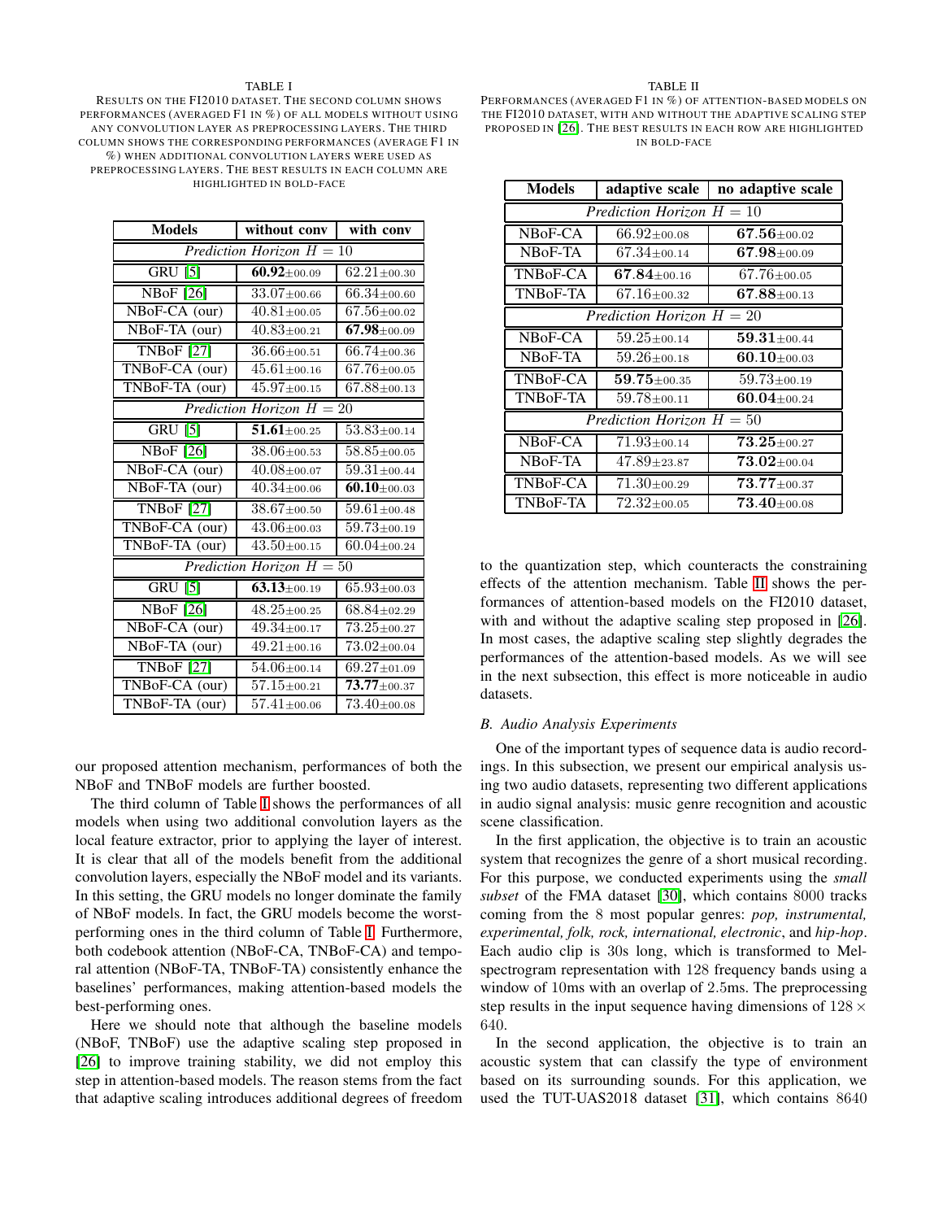TABLE I

RESULTS ON THE FI2010 DATASET. THE SECOND COLUMN SHOWS PERFORMANCES (AVERAGED F1 IN %) OF ALL MODELS WITHOUT USING ANY CONVOLUTION LAYER AS PREPROCESSING LAYERS. THE THIRD COLUMN SHOWS THE CORRESPONDING PERFORMANCES (AVERAGE F1 IN %) WHEN ADDITIONAL CONVOLUTION LAYERS WERE USED AS PREPROCESSING LAYERS. THE BEST RESULTS IN EACH COLUMN ARE HIGHLIGHTED IN BOLD-FACE

| Models | without conv | with conv |
|---|---|---|
| *Prediction Horizon $H = 10$* | | |
| GRU [5] | **60.92**$\pm$00.09 | 62.21$\pm$00.30 |
| NBoF [26] | 33.07$\pm$00.66 | 66.34$\pm$00.60 |
| NBoF-CA (our) | 40.81$\pm$00.05 | 67.56$\pm$00.02 |
| NBoF-TA (our) | 40.83$\pm$00.21 | **67.98**$\pm$00.09 |
| TNBoF [27] | 36.66$\pm$00.51 | 66.74$\pm$00.36 |
| TNBoF-CA (our) | 45.61$\pm$00.16 | 67.76$\pm$00.05 |
| TNBoF-TA (our) | 45.97$\pm$00.15 | 67.88$\pm$00.13 |
| *Prediction Horizon $H = 20$* | | |
| GRU [5] | **51.61**$\pm$00.25 | 53.83$\pm$00.14 |
| NBoF [26] | 38.06$\pm$00.53 | 58.85$\pm$00.05 |
| NBoF-CA (our) | 40.08$\pm$00.07 | 59.31$\pm$00.44 |
| NBoF-TA (our) | 40.34$\pm$00.06 | **60.10**$\pm$00.03 |
| TNBoF [27] | 38.67$\pm$00.50 | 59.61$\pm$00.48 |
| TNBoF-CA (our) | 43.06$\pm$00.03 | 59.73$\pm$00.19 |
| TNBoF-TA (our) | 43.50$\pm$00.15 | 60.04$\pm$00.24 |
| *Prediction Horizon $H = 50$* | | |
| GRU [5] | **63.13**$\pm$00.19 | 65.93$\pm$00.03 |
| NBoF [26] | 48.25$\pm$00.25 | 68.84$\pm$02.29 |
| NBoF-CA (our) | 49.34$\pm$00.17 | 73.25$\pm$00.27 |
| NBoF-TA (our) | 49.21$\pm$00.16 | 73.02$\pm$00.04 |
| TNBoF [27] | 54.06$\pm$00.14 | 69.27$\pm$01.09 |
| TNBoF-CA (our) | 57.15$\pm$00.21 | **73.77**$\pm$00.37 |
| TNBoF-TA (our) | 57.41$\pm$00.06 | 73.40$\pm$00.08 |

our proposed attention mechanism, performances of both the NBoF and TNBoF models are further boosted.

The third column of Table I shows the performances of all models when using two additional convolution layers as the local feature extractor, prior to applying the layer of interest. It is clear that all of the models benefit from the additional convolution layers, especially the NBoF model and its variants. In this setting, the GRU models no longer dominate the family of NBoF models. In fact, the GRU models become the worst-performing ones in the third column of Table I. Furthermore, both codebook attention (NBoF-CA, TNBoF-CA) and temporal attention (NBoF-TA, TNBoF-TA) consistently enhance the baselines' performances, making attention-based models the best-performing ones.

Here we should note that although the baseline models (NBoF, TNBoF) use the adaptive scaling step proposed in [26] to improve training stability, we did not employ this step in attention-based models. The reason stems from the fact that adaptive scaling introduces additional degrees of freedom to the quantization step, which counteracts the constraining effects of the attention mechanism. Table II shows the performances of attention-based models on the FI2010 dataset, with and without the adaptive scaling step proposed in [26]. In most cases, the adaptive scaling step slightly degrades the performances of the attention-based models. As we will see in the next subsection, this effect is more noticeable in audio datasets.

TABLE II

PERFORMANCES (AVERAGED F1 IN %) OF ATTENTION-BASED MODELS ON THE FI2010 DATASET, WITH AND WITHOUT THE ADAPTIVE SCALING STEP PROPOSED IN [26]. THE BEST RESULTS IN EACH ROW ARE HIGHLIGHTED IN BOLD-FACE

| Models | adaptive scale | no adaptive scale |
|---|---|---|
| *Prediction Horizon $H = 10$* | | |
| NBoF-CA | 66.92$\pm$00.08 | **67.56**$\pm$00.02 |
| NBoF-TA | 67.34$\pm$00.14 | **67.98**$\pm$00.09 |
| TNBoF-CA | **67.84**$\pm$00.16 | 67.76$\pm$00.05 |
| TNBoF-TA | 67.16$\pm$00.32 | **67.88**$\pm$00.13 |
| *Prediction Horizon $H = 20$* | | |
| NBoF-CA | 59.25$\pm$00.14 | **59.31**$\pm$00.44 |
| NBoF-TA | 59.26$\pm$00.18 | **60.10**$\pm$00.03 |
| TNBoF-CA | **59.75**$\pm$00.35 | 59.73$\pm$00.19 |
| TNBoF-TA | 59.78$\pm$00.11 | **60.04**$\pm$00.24 |
| *Prediction Horizon $H = 50$* | | |
| NBoF-CA | 71.93$\pm$00.14 | **73.25**$\pm$00.27 |
| NBoF-TA | 47.89$\pm$23.87 | **73.02**$\pm$00.04 |
| TNBoF-CA | 71.30$\pm$00.29 | **73.77**$\pm$00.37 |
| TNBoF-TA | 72.32$\pm$00.05 | **73.40**$\pm$00.08 |

### B. Audio Analysis Experiments

One of the important types of sequence data is audio recordings. In this subsection, we present our empirical analysis using two audio datasets, representing two different applications in audio signal analysis: music genre recognition and acoustic scene classification.

In the first application, the objective is to train an acoustic system that recognizes the genre of a short musical recording. For this purpose, we conducted experiments using the *small subset* of the FMA dataset [30], which contains 8000 tracks coming from the 8 most popular genres: *pop, instrumental, experimental, folk, rock, international, electronic*, and *hip-hop*. Each audio clip is 30s long, which is transformed to Mel-spectrogram representation with 128 frequency bands using a window of 10ms with an overlap of 2.5ms. The preprocessing step results in the input sequence having dimensions of $128 \times 640$.

In the second application, the objective is to train an acoustic system that can classify the type of environment based on its surrounding sounds. For this application, we used the TUT-UAS2018 dataset [31], which contains 8640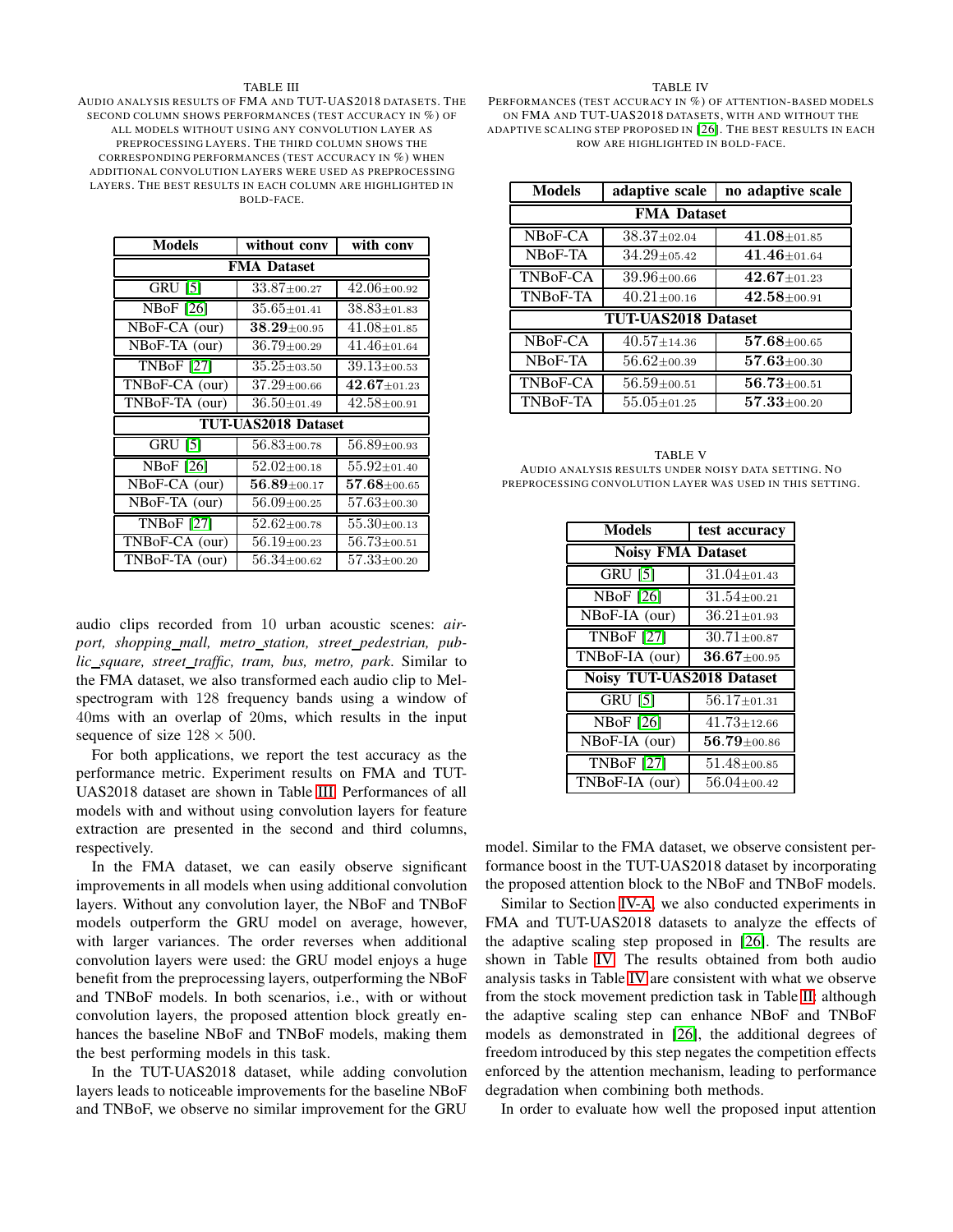TABLE III

AUDIO ANALYSIS RESULTS OF FMA AND TUT-UAS2018 DATASETS. THE SECOND COLUMN SHOWS PERFORMANCES (TEST ACCURACY IN %) OF ALL MODELS WITHOUT USING ANY CONVOLUTION LAYER AS PREPROCESSING LAYERS. THE THIRD COLUMN SHOWS THE CORRESPONDING PERFORMANCES (TEST ACCURACY IN %) WHEN ADDITIONAL CONVOLUTION LAYERS WERE USED AS PREPROCESSING LAYERS. THE BEST RESULTS IN EACH COLUMN ARE HIGHLIGHTED IN BOLD-FACE.

| Models | without conv | with conv |
|---|---|---|
| **FMA Dataset** | | |
| GRU [5] | $33.87_{\pm 00.27}$ | $42.06_{\pm 00.92}$ |
| NBoF [26] | $35.65_{\pm 01.41}$ | $38.83_{\pm 01.83}$ |
| NBoF-CA (our) | $\mathbf{38.29}_{\pm 00.95}$ | $41.08_{\pm 01.85}$ |
| NBoF-TA (our) | $36.79_{\pm 00.29}$ | $41.46_{\pm 01.64}$ |
| TNBoF [27] | $35.25_{\pm 03.50}$ | $39.13_{\pm 00.53}$ |
| TNBoF-CA (our) | $37.29_{\pm 00.66}$ | $\mathbf{42.67}_{\pm 01.23}$ |
| TNBoF-TA (our) | $36.50_{\pm 01.49}$ | $42.58_{\pm 00.91}$ |
| **TUT-UAS2018 Dataset** | | |
| GRU [5] | $56.83_{\pm 00.78}$ | $56.89_{\pm 00.93}$ |
| NBoF [26] | $52.02_{\pm 00.18}$ | $55.92_{\pm 01.40}$ |
| NBoF-CA (our) | $\mathbf{56.89}_{\pm 00.17}$ | $\mathbf{57.68}_{\pm 00.65}$ |
| NBoF-TA (our) | $56.09_{\pm 00.25}$ | $57.63_{\pm 00.30}$ |
| TNBoF [27] | $52.62_{\pm 00.78}$ | $55.30_{\pm 00.13}$ |
| TNBoF-CA (our) | $56.19_{\pm 00.23}$ | $56.73_{\pm 00.51}$ |
| TNBoF-TA (our) | $56.34_{\pm 00.62}$ | $57.33_{\pm 00.20}$ |

audio clips recorded from 10 urban acoustic scenes: *airport, shopping_mall, metro_station, street_pedestrian, public_square, street_traffic, tram, bus, metro, park*. Similar to the FMA dataset, we also transformed each audio clip to Mel-spectrogram with 128 frequency bands using a window of 40ms with an overlap of 20ms, which results in the input sequence of size $128 \times 500$.

For both applications, we report the test accuracy as the performance metric. Experiment results on FMA and TUT-UAS2018 dataset are shown in Table III. Performances of all models with and without using convolution layers for feature extraction are presented in the second and third columns, respectively.

In the FMA dataset, we can easily observe significant improvements in all models when using additional convolution layers. Without any convolution layer, the NBoF and TNBoF models outperform the GRU model on average, however, with larger variances. The order reverses when additional convolution layers were used: the GRU model enjoys a huge benefit from the preprocessing layers, outperforming the NBoF and TNBoF models. In both scenarios, i.e., with or without convolution layers, the proposed attention block greatly enhances the baseline NBoF and TNBoF models, making them the best performing models in this task.

In the TUT-UAS2018 dataset, while adding convolution layers leads to noticeable improvements for the baseline NBoF and TNBoF, we observe no similar improvement for the GRU model. Similar to the FMA dataset, we observe consistent performance boost in the TUT-UAS2018 dataset by incorporating the proposed attention block to the NBoF and TNBoF models.

TABLE IV

PERFORMANCES (TEST ACCURACY IN %) OF ATTENTION-BASED MODELS ON FMA AND TUT-UAS2018 DATASETS, WITH AND WITHOUT THE ADAPTIVE SCALING STEP PROPOSED IN [26]. THE BEST RESULTS IN EACH ROW ARE HIGHLIGHTED IN BOLD-FACE.

| Models | adaptive scale | no adaptive scale |
|---|---|---|
| **FMA Dataset** | | |
| NBoF-CA | $38.37_{\pm 02.04}$ | $\mathbf{41.08}_{\pm 01.85}$ |
| NBoF-TA | $34.29_{\pm 05.42}$ | $\mathbf{41.46}_{\pm 01.64}$ |
| TNBoF-CA | $39.96_{\pm 00.66}$ | $\mathbf{42.67}_{\pm 01.23}$ |
| TNBoF-TA | $40.21_{\pm 00.16}$ | $\mathbf{42.58}_{\pm 00.91}$ |
| **TUT-UAS2018 Dataset** | | |
| NBoF-CA | $40.57_{\pm 14.36}$ | $\mathbf{57.68}_{\pm 00.65}$ |
| NBoF-TA | $56.62_{\pm 00.39}$ | $\mathbf{57.63}_{\pm 00.30}$ |
| TNBoF-CA | $56.59_{\pm 00.51}$ | $\mathbf{56.73}_{\pm 00.51}$ |
| TNBoF-TA | $55.05_{\pm 01.25}$ | $\mathbf{57.33}_{\pm 00.20}$ |

TABLE V

AUDIO ANALYSIS RESULTS UNDER NOISY DATA SETTING. NO PREPROCESSING CONVOLUTION LAYER WAS USED IN THIS SETTING.

| Models | test accuracy |
|---|---|
| **Noisy FMA Dataset** | |
| GRU [5] | $31.04_{\pm 01.43}$ |
| NBoF [26] | $31.54_{\pm 00.21}$ |
| NBoF-IA (our) | $36.21_{\pm 01.93}$ |
| TNBoF [27] | $30.71_{\pm 00.87}$ |
| TNBoF-IA (our) | $\mathbf{36.67}_{\pm 00.95}$ |
| **Noisy TUT-UAS2018 Dataset** | |
| GRU [5] | $56.17_{\pm 01.31}$ |
| NBoF [26] | $41.73_{\pm 12.66}$ |
| NBoF-IA (our) | $\mathbf{56.79}_{\pm 00.86}$ |
| TNBoF [27] | $51.48_{\pm 00.85}$ |
| TNBoF-IA (our) | $56.04_{\pm 00.42}$ |

Similar to Section IV-A, we also conducted experiments in FMA and TUT-UAS2018 datasets to analyze the effects of the adaptive scaling step proposed in [26]. The results are shown in Table IV. The results obtained from both audio analysis tasks in Table IV are consistent with what we observe from the stock movement prediction task in Table II: although the adaptive scaling step can enhance NBoF and TNBoF models as demonstrated in [26], the additional degrees of freedom introduced by this step negates the competition effects enforced by the attention mechanism, leading to performance degradation when combining both methods.

In order to evaluate how well the proposed input attention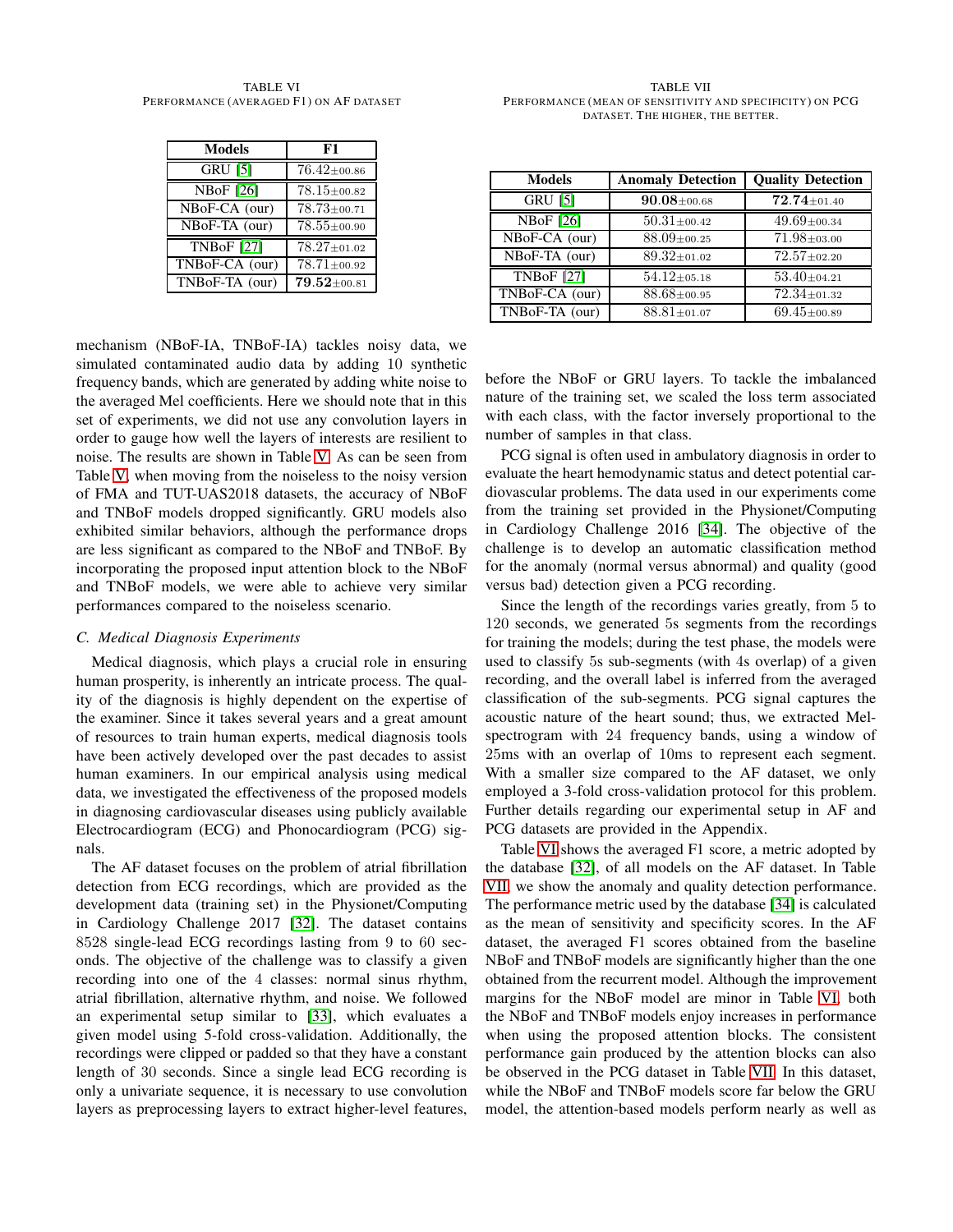TABLE VI
PERFORMANCE (AVERAGED F1) ON AF DATASET

| Models | F1 |
|---|---|
| GRU [5] | $76.42_{\pm 00.86}$ |
| NBoF [26] | $78.15_{\pm 00.82}$ |
| NBoF-CA (our) | $78.73_{\pm 00.71}$ |
| NBoF-TA (our) | $78.55_{\pm 00.90}$ |
| TNBoF [27] | $78.27_{\pm 01.02}$ |
| TNBoF-CA (our) | $78.71_{\pm 00.92}$ |
| TNBoF-TA (our) | $\mathbf{79.52}_{\pm 00.81}$ |

TABLE VII
PERFORMANCE (MEAN OF SENSITIVITY AND SPECIFICITY) ON PCG DATASET. THE HIGHER, THE BETTER.

| Models | Anomaly Detection | Quality Detection |
|---|---|---|
| GRU [5] | $\mathbf{90.08}_{\pm 00.68}$ | $\mathbf{72.74}_{\pm 01.40}$ |
| NBoF [26] | $50.31_{\pm 00.42}$ | $49.69_{\pm 00.34}$ |
| NBoF-CA (our) | $88.09_{\pm 00.25}$ | $71.98_{\pm 03.00}$ |
| NBoF-TA (our) | $89.32_{\pm 01.02}$ | $72.57_{\pm 02.20}$ |
| TNBoF [27] | $54.12_{\pm 05.18}$ | $53.40_{\pm 04.21}$ |
| TNBoF-CA (our) | $88.68_{\pm 00.95}$ | $72.34_{\pm 01.32}$ |
| TNBoF-TA (our) | $88.81_{\pm 01.07}$ | $69.45_{\pm 00.89}$ |

mechanism (NBoF-IA, TNBoF-IA) tackles noisy data, we simulated contaminated audio data by adding 10 synthetic frequency bands, which are generated by adding white noise to the averaged Mel coefficients. Here we should note that in this set of experiments, we did not use any convolution layers in order to gauge how well the layers of interests are resilient to noise. The results are shown in Table V. As can be seen from Table V, when moving from the noiseless to the noisy version of FMA and TUT-UAS2018 datasets, the accuracy of NBoF and TNBoF models dropped significantly. GRU models also exhibited similar behaviors, although the performance drops are less significant as compared to the NBoF and TNBoF. By incorporating the proposed input attention block to the NBoF and TNBoF models, we were able to achieve very similar performances compared to the noiseless scenario.

### C. Medical Diagnosis Experiments

Medical diagnosis, which plays a crucial role in ensuring human prosperity, is inherently an intricate process. The quality of the diagnosis is highly dependent on the expertise of the examiner. Since it takes several years and a great amount of resources to train human experts, medical diagnosis tools have been actively developed over the past decades to assist human examiners. In our empirical analysis using medical data, we investigated the effectiveness of the proposed models in diagnosing cardiovascular diseases using publicly available Electrocardiogram (ECG) and Phonocardiogram (PCG) signals.

The AF dataset focuses on the problem of atrial fibrillation detection from ECG recordings, which are provided as the development data (training set) in the Physionet/Computing in Cardiology Challenge 2017 [32]. The dataset contains 8528 single-lead ECG recordings lasting from 9 to 60 seconds. The objective of the challenge was to classify a given recording into one of the 4 classes: normal sinus rhythm, atrial fibrillation, alternative rhythm, and noise. We followed an experimental setup similar to [33], which evaluates a given model using 5-fold cross-validation. Additionally, the recordings were clipped or padded so that they have a constant length of 30 seconds. Since a single lead ECG recording is only a univariate sequence, it is necessary to use convolution layers as preprocessing layers to extract higher-level features, before the NBoF or GRU layers. To tackle the imbalanced nature of the training set, we scaled the loss term associated with each class, with the factor inversely proportional to the number of samples in that class.

PCG signal is often used in ambulatory diagnosis in order to evaluate the heart hemodynamic status and detect potential cardiovascular problems. The data used in our experiments come from the training set provided in the Physionet/Computing in Cardiology Challenge 2016 [34]. The objective of the challenge is to develop an automatic classification method for the anomaly (normal versus abnormal) and quality (good versus bad) detection given a PCG recording.

Since the length of the recordings varies greatly, from 5 to 120 seconds, we generated 5s segments from the recordings for training the models; during the test phase, the models were used to classify 5s sub-segments (with 4s overlap) of a given recording, and the overall label is inferred from the averaged classification of the sub-segments. PCG signal captures the acoustic nature of the heart sound; thus, we extracted Mel-spectrogram with 24 frequency bands, using a window of 25ms with an overlap of 10ms to represent each segment. With a smaller size compared to the AF dataset, we only employed a 3-fold cross-validation protocol for this problem. Further details regarding our experimental setup in AF and PCG datasets are provided in the Appendix.

Table VI shows the averaged F1 score, a metric adopted by the database [32], of all models on the AF dataset. In Table VII, we show the anomaly and quality detection performance. The performance metric used by the database [34] is calculated as the mean of sensitivity and specificity scores. In the AF dataset, the averaged F1 scores obtained from the baseline NBoF and TNBoF models are significantly higher than the one obtained from the recurrent model. Although the improvement margins for the NBoF model are minor in Table VI, both the NBoF and TNBoF models enjoy increases in performance when using the proposed attention blocks. The consistent performance gain produced by the attention blocks can also be observed in the PCG dataset in Table VII. In this dataset, while the NBoF and TNBoF models score far below the GRU model, the attention-based models perform nearly as well as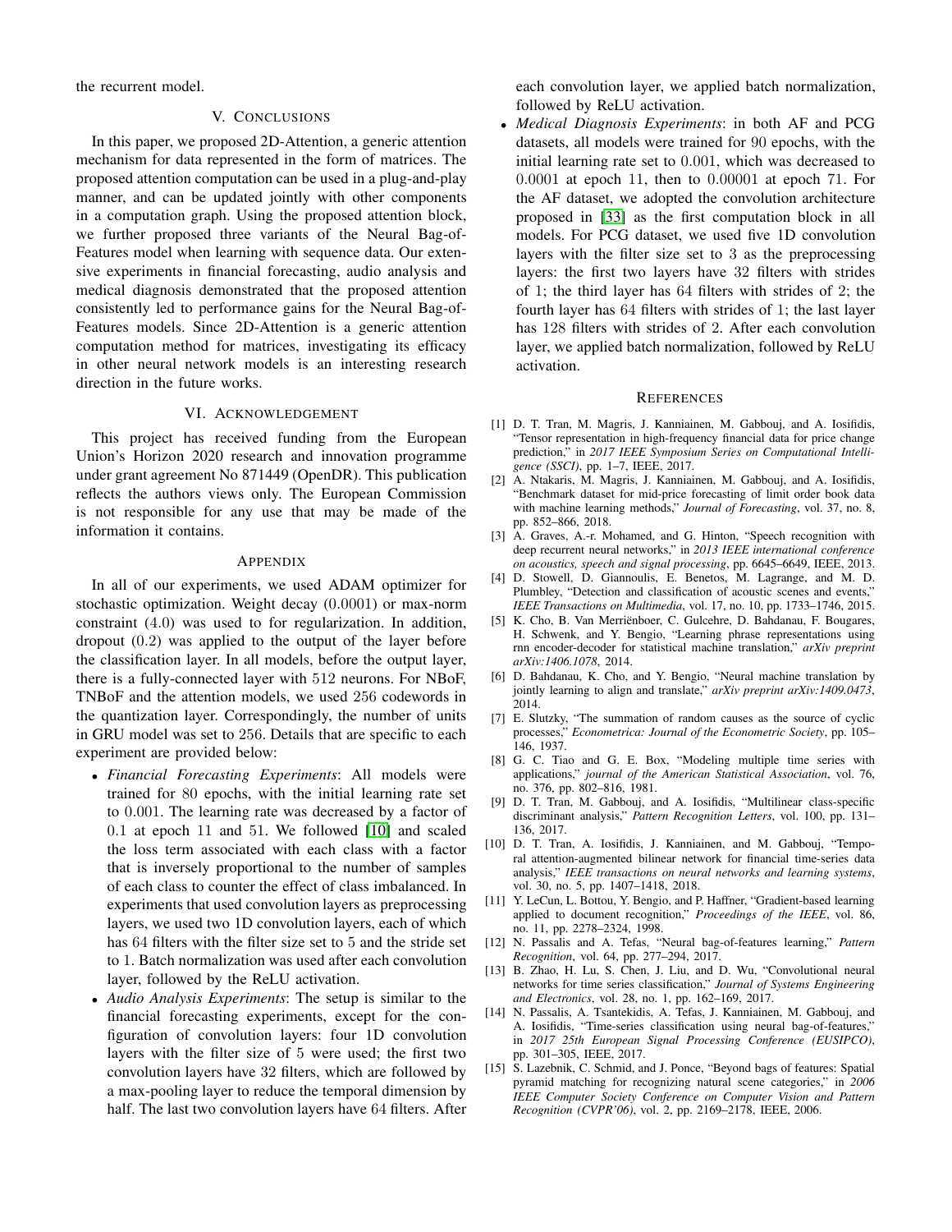the recurrent model.

## V. Conclusions

In this paper, we proposed 2D-Attention, a generic attention mechanism for data represented in the form of matrices. The proposed attention computation can be used in a plug-and-play manner, and can be updated jointly with other components in a computation graph. Using the proposed attention block, we further proposed three variants of the Neural Bag-of-Features model when learning with sequence data. Our extensive experiments in financial forecasting, audio analysis and medical diagnosis demonstrated that the proposed attention consistently led to performance gains for the Neural Bag-of-Features models. Since 2D-Attention is a generic attention computation method for matrices, investigating its efficacy in other neural network models is an interesting research direction in the future works.

## VI. Acknowledgement

This project has received funding from the European Union's Horizon 2020 research and innovation programme under grant agreement No 871449 (OpenDR). This publication reflects the authors views only. The European Commission is not responsible for any use that may be made of the information it contains.

## Appendix

In all of our experiments, we used ADAM optimizer for stochastic optimization. Weight decay $(0.0001)$ or max-norm constraint $(4.0)$ was used to for regularization. In addition, dropout $(0.2)$ was applied to the output of the layer before the classification layer. In all models, before the output layer, there is a fully-connected layer with $512$ neurons. For NBoF, TNBoF and the attention models, we used $256$ codewords in the quantization layer. Correspondingly, the number of units in GRU model was set to $256$. Details that are specific to each experiment are provided below:

- *Financial Forecasting Experiments*: All models were trained for $80$ epochs, with the initial learning rate set to $0.001$. The learning rate was decreased by a factor of $0.1$ at epoch $11$ and $51$. We followed [10] and scaled the loss term associated with each class with a factor that is inversely proportional to the number of samples of each class to counter the effect of class imbalanced. In experiments that used convolution layers as preprocessing layers, we used two 1D convolution layers, each of which has $64$ filters with the filter size set to $5$ and the stride set to $1$. Batch normalization was used after each convolution layer, followed by the ReLU activation.
- *Audio Analysis Experiments*: The setup is similar to the financial forecasting experiments, except for the configuration of convolution layers: four 1D convolution layers with the filter size of $5$ were used; the first two convolution layers have $32$ filters, which are followed by a max-pooling layer to reduce the temporal dimension by half. The last two convolution layers have $64$ filters. After each convolution layer, we applied batch normalization, followed by ReLU activation.
- *Medical Diagnosis Experiments*: in both AF and PCG datasets, all models were trained for $90$ epochs, with the initial learning rate set to $0.001$, which was decreased to $0.0001$ at epoch $11$, then to $0.00001$ at epoch $71$. For the AF dataset, we adopted the convolution architecture proposed in [33] as the first computation block in all models. For PCG dataset, we used five 1D convolution layers with the filter size set to $3$ as the preprocessing layers: the first two layers have $32$ filters with strides of $1$; the third layer has $64$ filters with strides of $2$; the fourth layer has $64$ filters with strides of $1$; the last layer has $128$ filters with strides of $2$. After each convolution layer, we applied batch normalization, followed by ReLU activation.

## References

[1] D. T. Tran, M. Magris, J. Kanniainen, M. Gabbouj, and A. Iosifidis, "Tensor representation in high-frequency financial data for price change prediction," in *2017 IEEE Symposium Series on Computational Intelligence (SSCI)*, pp. 1–7, IEEE, 2017.

[2] A. Ntakaris, M. Magris, J. Kanniainen, M. Gabbouj, and A. Iosifidis, "Benchmark dataset for mid-price forecasting of limit order book data with machine learning methods," *Journal of Forecasting*, vol. 37, no. 8, pp. 852–866, 2018.

[3] A. Graves, A.-r. Mohamed, and G. Hinton, "Speech recognition with deep recurrent neural networks," in *2013 IEEE international conference on acoustics, speech and signal processing*, pp. 6645–6649, IEEE, 2013.

[4] D. Stowell, D. Giannoulis, E. Benetos, M. Lagrange, and M. D. Plumbley, "Detection and classification of acoustic scenes and events," *IEEE Transactions on Multimedia*, vol. 17, no. 10, pp. 1733–1746, 2015.

[5] K. Cho, B. Van Merriënboer, C. Gulcehre, D. Bahdanau, F. Bougares, H. Schwenk, and Y. Bengio, "Learning phrase representations using rnn encoder-decoder for statistical machine translation," *arXiv preprint arXiv:1406.1078*, 2014.

[6] D. Bahdanau, K. Cho, and Y. Bengio, "Neural machine translation by jointly learning to align and translate," *arXiv preprint arXiv:1409.0473*, 2014.

[7] E. Slutzky, "The summation of random causes as the source of cyclic processes," *Econometrica: Journal of the Econometric Society*, pp. 105–146, 1937.

[8] G. C. Tiao and G. E. Box, "Modeling multiple time series with applications," *journal of the American Statistical Association*, vol. 76, no. 376, pp. 802–816, 1981.

[9] D. T. Tran, M. Gabbouj, and A. Iosifidis, "Multilinear class-specific discriminant analysis," *Pattern Recognition Letters*, vol. 100, pp. 131–136, 2017.

[10] D. T. Tran, A. Iosifidis, J. Kanniainen, and M. Gabbouj, "Temporal attention-augmented bilinear network for financial time-series data analysis," *IEEE transactions on neural networks and learning systems*, vol. 30, no. 5, pp. 1407–1418, 2018.

[11] Y. LeCun, L. Bottou, Y. Bengio, and P. Haffner, "Gradient-based learning applied to document recognition," *Proceedings of the IEEE*, vol. 86, no. 11, pp. 2278–2324, 1998.

[12] N. Passalis and A. Tefas, "Neural bag-of-features learning," *Pattern Recognition*, vol. 64, pp. 277–294, 2017.

[13] B. Zhao, H. Lu, S. Chen, J. Liu, and D. Wu, "Convolutional neural networks for time series classification," *Journal of Systems Engineering and Electronics*, vol. 28, no. 1, pp. 162–169, 2017.

[14] N. Passalis, A. Tsantekidis, A. Tefas, J. Kanniainen, M. Gabbouj, and A. Iosifidis, "Time-series classification using neural bag-of-features," in *2017 25th European Signal Processing Conference (EUSIPCO)*, pp. 301–305, IEEE, 2017.

[15] S. Lazebnik, C. Schmid, and J. Ponce, "Beyond bags of features: Spatial pyramid matching for recognizing natural scene categories," in *2006 IEEE Computer Society Conference on Computer Vision and Pattern Recognition (CVPR'06)*, vol. 2, pp. 2169–2178, IEEE, 2006.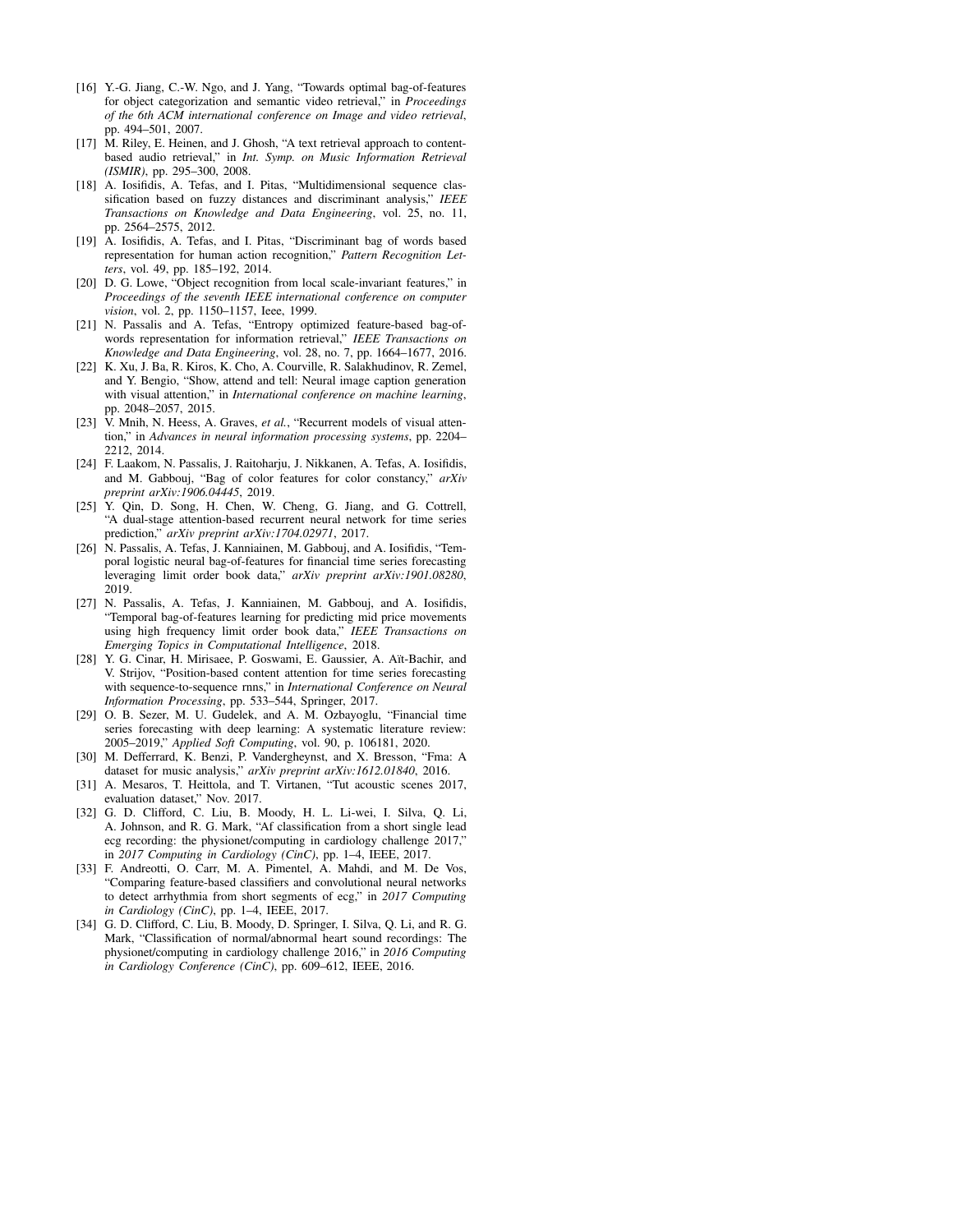[16] Y.-G. Jiang, C.-W. Ngo, and J. Yang, "Towards optimal bag-of-features for object categorization and semantic video retrieval," in *Proceedings of the 6th ACM international conference on Image and video retrieval*, pp. 494–501, 2007.

[17] M. Riley, E. Heinen, and J. Ghosh, "A text retrieval approach to content-based audio retrieval," in *Int. Symp. on Music Information Retrieval (ISMIR)*, pp. 295–300, 2008.

[18] A. Iosifidis, A. Tefas, and I. Pitas, "Multidimensional sequence classification based on fuzzy distances and discriminant analysis," *IEEE Transactions on Knowledge and Data Engineering*, vol. 25, no. 11, pp. 2564–2575, 2012.

[19] A. Iosifidis, A. Tefas, and I. Pitas, "Discriminant bag of words based representation for human action recognition," *Pattern Recognition Letters*, vol. 49, pp. 185–192, 2014.

[20] D. G. Lowe, "Object recognition from local scale-invariant features," in *Proceedings of the seventh IEEE international conference on computer vision*, vol. 2, pp. 1150–1157, Ieee, 1999.

[21] N. Passalis and A. Tefas, "Entropy optimized feature-based bag-of-words representation for information retrieval," *IEEE Transactions on Knowledge and Data Engineering*, vol. 28, no. 7, pp. 1664–1677, 2016.

[22] K. Xu, J. Ba, R. Kiros, K. Cho, A. Courville, R. Salakhudinov, R. Zemel, and Y. Bengio, "Show, attend and tell: Neural image caption generation with visual attention," in *International conference on machine learning*, pp. 2048–2057, 2015.

[23] V. Mnih, N. Heess, A. Graves, *et al.*, "Recurrent models of visual attention," in *Advances in neural information processing systems*, pp. 2204–2212, 2014.

[24] F. Laakom, N. Passalis, J. Raitoharju, J. Nikkanen, A. Tefas, A. Iosifidis, and M. Gabbouj, "Bag of color features for color constancy," *arXiv preprint arXiv:1906.04445*, 2019.

[25] Y. Qin, D. Song, H. Chen, W. Cheng, G. Jiang, and G. Cottrell, "A dual-stage attention-based recurrent neural network for time series prediction," *arXiv preprint arXiv:1704.02971*, 2017.

[26] N. Passalis, A. Tefas, J. Kanniainen, M. Gabbouj, and A. Iosifidis, "Temporal logistic neural bag-of-features for financial time series forecasting leveraging limit order book data," *arXiv preprint arXiv:1901.08280*, 2019.

[27] N. Passalis, A. Tefas, J. Kanniainen, M. Gabbouj, and A. Iosifidis, "Temporal bag-of-features learning for predicting mid price movements using high frequency limit order book data," *IEEE Transactions on Emerging Topics in Computational Intelligence*, 2018.

[28] Y. G. Cinar, H. Mirisaee, P. Goswami, E. Gaussier, A. Aït-Bachir, and V. Strijov, "Position-based content attention for time series forecasting with sequence-to-sequence rnns," in *International Conference on Neural Information Processing*, pp. 533–544, Springer, 2017.

[29] O. B. Sezer, M. U. Gudelek, and A. M. Ozbayoglu, "Financial time series forecasting with deep learning: A systematic literature review: 2005–2019," *Applied Soft Computing*, vol. 90, p. 106181, 2020.

[30] M. Defferrard, K. Benzi, P. Vandergheynst, and X. Bresson, "Fma: A dataset for music analysis," *arXiv preprint arXiv:1612.01840*, 2016.

[31] A. Mesaros, T. Heittola, and T. Virtanen, "Tut acoustic scenes 2017, evaluation dataset," Nov. 2017.

[32] G. D. Clifford, C. Liu, B. Moody, H. L. Li-wei, I. Silva, Q. Li, A. Johnson, and R. G. Mark, "Af classification from a short single lead ecg recording: the physionet/computing in cardiology challenge 2017," in *2017 Computing in Cardiology (CinC)*, pp. 1–4, IEEE, 2017.

[33] F. Andreotti, O. Carr, M. A. Pimentel, A. Mahdi, and M. De Vos, "Comparing feature-based classifiers and convolutional neural networks to detect arrhythmia from short segments of ecg," in *2017 Computing in Cardiology (CinC)*, pp. 1–4, IEEE, 2017.

[34] G. D. Clifford, C. Liu, B. Moody, D. Springer, I. Silva, Q. Li, and R. G. Mark, "Classification of normal/abnormal heart sound recordings: The physionet/computing in cardiology challenge 2016," in *2016 Computing in Cardiology Conference (CinC)*, pp. 609–612, IEEE, 2016.